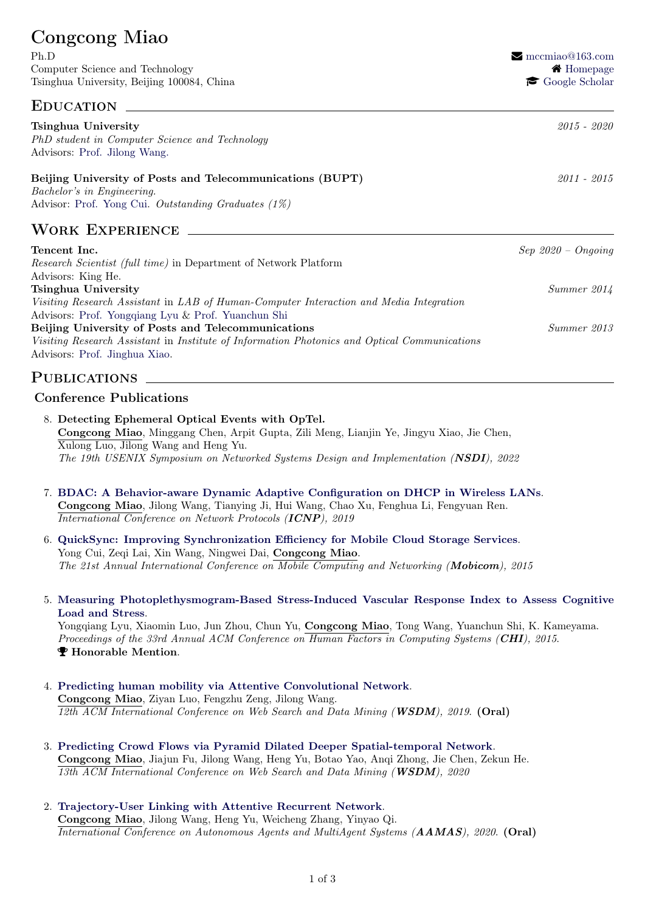# Congcong Miao

Ph.D
Computer Science and Technology
Tsinghua University, Beijing 100084, China

mccmiao@163.com
Homepage
Google Scholar

## Education

**Tsinghua University** *2015 - 2020*
*PhD student in Computer Science and Technology*
Advisors: Prof. Jilong Wang.

**Beijing University of Posts and Telecommunications (BUPT)** *2011 - 2015*
*Bachelor's in Engineering.*
Advisor: Prof. Yong Cui. *Outstanding Graduates (1%)*

## Work Experience

**Tencent Inc.** *Sep 2020 – Ongoing*
*Research Scientist (full time)* in Department of Network Platform
Advisors: King He.

**Tsinghua University** *Summer 2014*
*Visiting Research Assistant* in *LAB of Human-Computer Interaction and Media Integration*
Advisors: Prof. Yongqiang Lyu & Prof. Yuanchun Shi

**Beijing University of Posts and Telecommunications** *Summer 2013*
*Visiting Research Assistant* in *Institute of Information Photonics and Optical Communications*
Advisors: Prof. Jinghua Xiao.

## Publications

### Conference Publications

8. **Detecting Ephemeral Optical Events with OpTel.**
   **Congcong Miao**, Minggang Chen, Arpit Gupta, Zili Meng, Lianjin Ye, Jingyu Xiao, Jie Chen, Xulong Luo, Jilong Wang and Heng Yu.
   *The 19th USENIX Symposium on Networked Systems Design and Implementation (**NSDI**), 2022*

7. **BDAC: A Behavior-aware Dynamic Adaptive Configuration on DHCP in Wireless LANs.**
   **Congcong Miao**, Jilong Wang, Tianying Ji, Hui Wang, Chao Xu, Fenghua Li, Fengyuan Ren.
   *International Conference on Network Protocols (**ICNP**), 2019*

6. **QuickSync: Improving Synchronization Efficiency for Mobile Cloud Storage Services.**
   Yong Cui, Zeqi Lai, Xin Wang, Ningwei Dai, **Congcong Miao**.
   *The 21st Annual International Conference on Mobile Computing and Networking (**Mobicom**), 2015*

5. **Measuring Photoplethysmogram-Based Stress-Induced Vascular Response Index to Assess Cognitive Load and Stress.**
   Yongqiang Lyu, Xiaomin Luo, Jun Zhou, Chun Yu, **Congcong Miao**, Tong Wang, Yuanchun Shi, K. Kameyama.
   *Proceedings of the 33rd Annual ACM Conference on Human Factors in Computing Systems (**CHI**), 2015.*
   **Honorable Mention**.

4. **Predicting human mobility via Attentive Convolutional Network.**
   **Congcong Miao**, Ziyan Luo, Fengzhu Zeng, Jilong Wang.
   *12th ACM International Conference on Web Search and Data Mining (**WSDM**), 2019.* **(Oral)**

3. **Predicting Crowd Flows via Pyramid Dilated Deeper Spatial-temporal Network.**
   **Congcong Miao**, Jiajun Fu, Jilong Wang, Heng Yu, Botao Yao, Anqi Zhong, Jie Chen, Zekun He.
   *13th ACM International Conference on Web Search and Data Mining (**WSDM**), 2020*

2. **Trajectory-User Linking with Attentive Recurrent Network.**
   **Congcong Miao**, Jilong Wang, Heng Yu, Weicheng Zhang, Yinyao Qi.
   *International Conference on Autonomous Agents and MultiAgent Systems (**AAMAS**), 2020.* **(Oral)**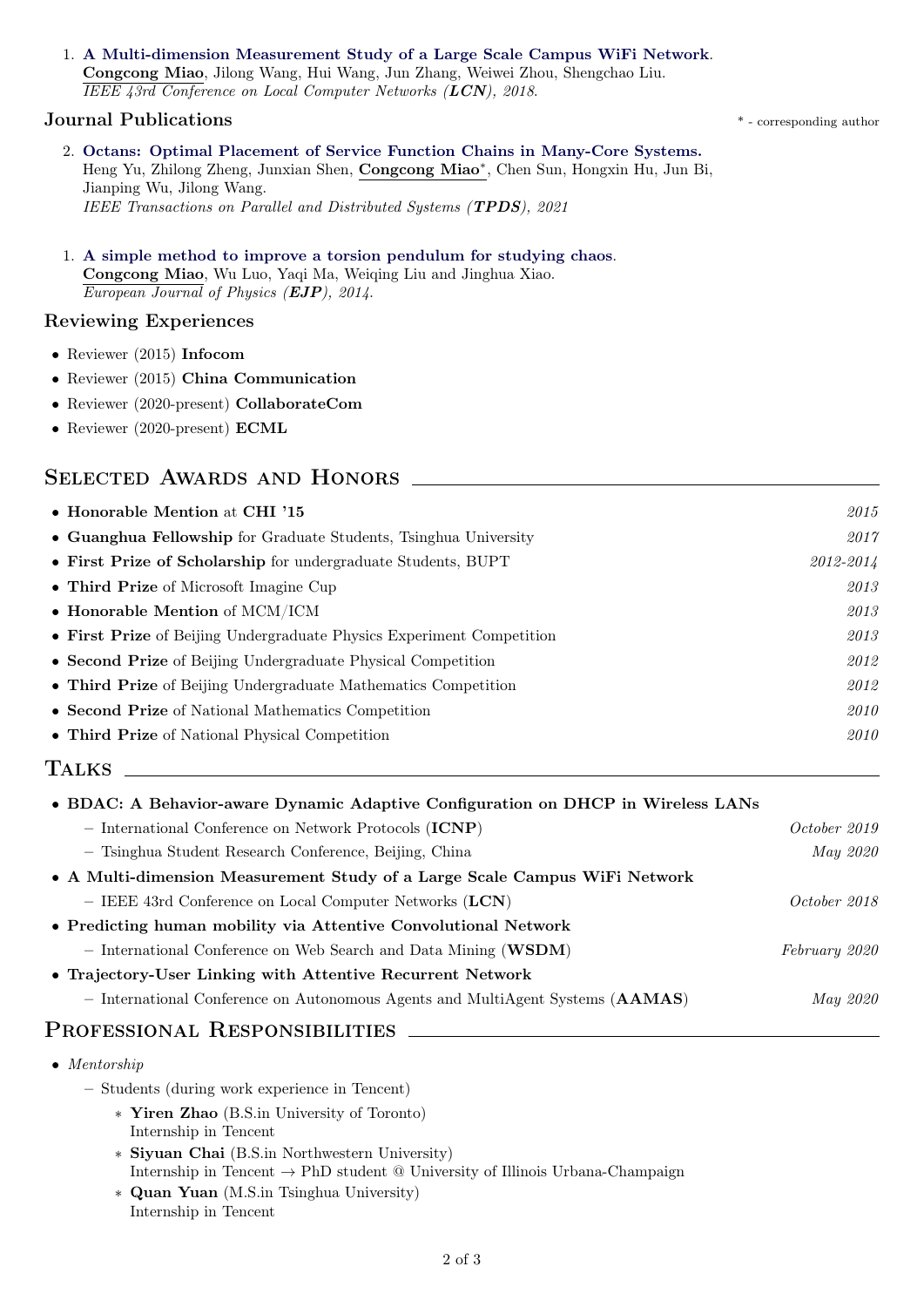1. **A Multi-dimension Measurement Study of a Large Scale Campus WiFi Network**.
   Congcong Miao, Jilong Wang, Hui Wang, Jun Zhang, Weiwei Zhou, Shengchao Liu.
   *IEEE 43rd Conference on Local Computer Networks (**LCN**), 2018.*

### Journal Publications

\* - corresponding author

2. **Octans: Optimal Placement of Service Function Chains in Many-Core Systems.**
   Heng Yu, Zhilong Zheng, Junxian Shen, Congcong Miao*, Chen Sun, Hongxin Hu, Jun Bi, Jianping Wu, Jilong Wang.
   *IEEE Transactions on Parallel and Distributed Systems (**TPDS**), 2021*

1. **A simple method to improve a torsion pendulum for studying chaos**.
   Congcong Miao, Wu Luo, Yaqi Ma, Weiqing Liu and Jinghua Xiao.
   *European Journal of Physics (**EJP**), 2014.*

### Reviewing Experiences

- Reviewer (2015) **Infocom**
- Reviewer (2015) **China Communication**
- Reviewer (2020-present) **CollaborateCom**
- Reviewer (2020-present) **ECML**

## Selected Awards and Honors

- **Honorable Mention** at **CHI '15** — *2015*
- **Guanghua Fellowship** for Graduate Students, Tsinghua University — *2017*
- **First Prize of Scholarship** for undergraduate Students, BUPT — *2012-2014*
- **Third Prize** of Microsoft Imagine Cup — *2013*
- **Honorable Mention** of MCM/ICM — *2013*
- **First Prize** of Beijing Undergraduate Physics Experiment Competition — *2013*
- **Second Prize** of Beijing Undergraduate Physical Competition — *2012*
- **Third Prize** of Beijing Undergraduate Mathematics Competition — *2012*
- **Second Prize** of National Mathematics Competition — *2010*
- **Third Prize** of National Physical Competition — *2010*

## Talks

- **BDAC: A Behavior-aware Dynamic Adaptive Configuration on DHCP in Wireless LANs**
  - International Conference on Network Protocols (**ICNP**) — *October 2019*
  - Tsinghua Student Research Conference, Beijing, China — *May 2020*
- **A Multi-dimension Measurement Study of a Large Scale Campus WiFi Network**
  - IEEE 43rd Conference on Local Computer Networks (**LCN**) — *October 2018*
- **Predicting human mobility via Attentive Convolutional Network**
  - International Conference on Web Search and Data Mining (**WSDM**) — *February 2020*
- **Trajectory-User Linking with Attentive Recurrent Network**
  - International Conference on Autonomous Agents and MultiAgent Systems (**AAMAS**) — *May 2020*

## Professional Responsibilities

- *Mentorship*
  - Students (during work experience in Tencent)
    - **Yiren Zhao** (B.S.in University of Toronto)
      Internship in Tencent
    - **Siyuan Chai** (B.S.in Northwestern University)
      Internship in Tencent → PhD student @ University of Illinois Urbana-Champaign
    - **Quan Yuan** (M.S.in Tsinghua University)
      Internship in Tencent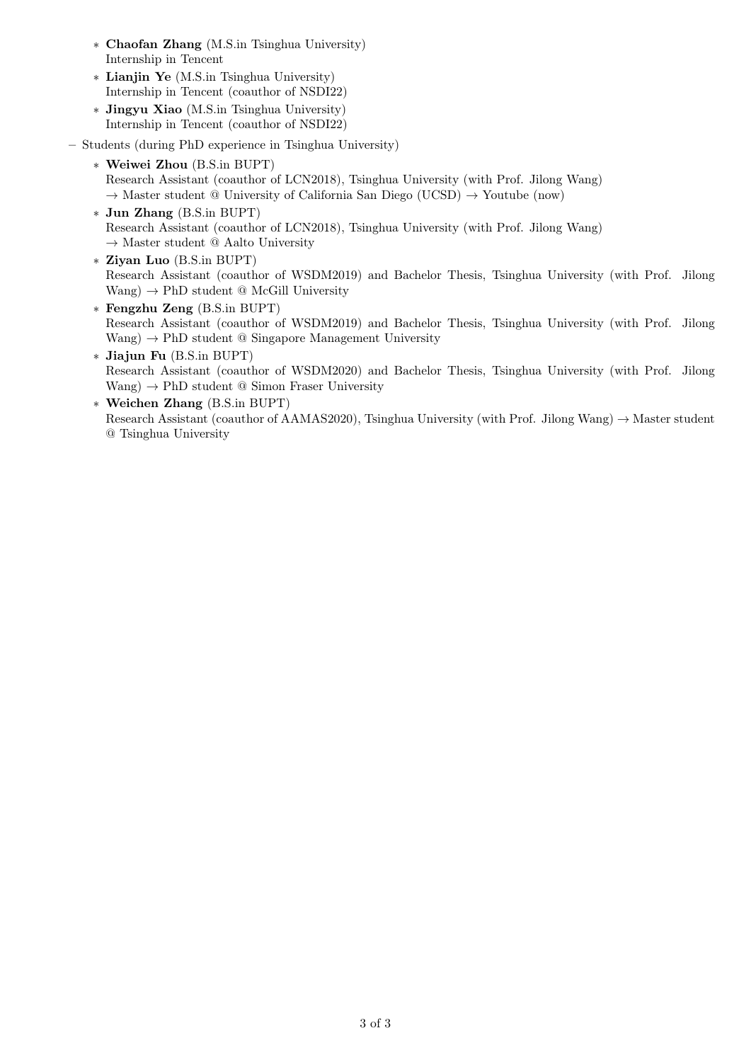- **Chaofan Zhang** (M.S.in Tsinghua University)
  Internship in Tencent
- **Lianjin Ye** (M.S.in Tsinghua University)
  Internship in Tencent (coauthor of NSDI22)
- **Jingyu Xiao** (M.S.in Tsinghua University)
  Internship in Tencent (coauthor of NSDI22)

– Students (during PhD experience in Tsinghua University)

- **Weiwei Zhou** (B.S.in BUPT)
  Research Assistant (coauthor of LCN2018), Tsinghua University (with Prof. Jilong Wang)
  → Master student @ University of California San Diego (UCSD) → Youtube (now)
- **Jun Zhang** (B.S.in BUPT)
  Research Assistant (coauthor of LCN2018), Tsinghua University (with Prof. Jilong Wang)
  → Master student @ Aalto University
- **Ziyan Luo** (B.S.in BUPT)
  Research Assistant (coauthor of WSDM2019) and Bachelor Thesis, Tsinghua University (with Prof. Jilong Wang) → PhD student @ McGill University
- **Fengzhu Zeng** (B.S.in BUPT)
  Research Assistant (coauthor of WSDM2019) and Bachelor Thesis, Tsinghua University (with Prof. Jilong Wang) → PhD student @ Singapore Management University
- **Jiajun Fu** (B.S.in BUPT)
  Research Assistant (coauthor of WSDM2020) and Bachelor Thesis, Tsinghua University (with Prof. Jilong Wang) → PhD student @ Simon Fraser University
- **Weichen Zhang** (B.S.in BUPT)
  Research Assistant (coauthor of AAMAS2020), Tsinghua University (with Prof. Jilong Wang) → Master student @ Tsinghua University